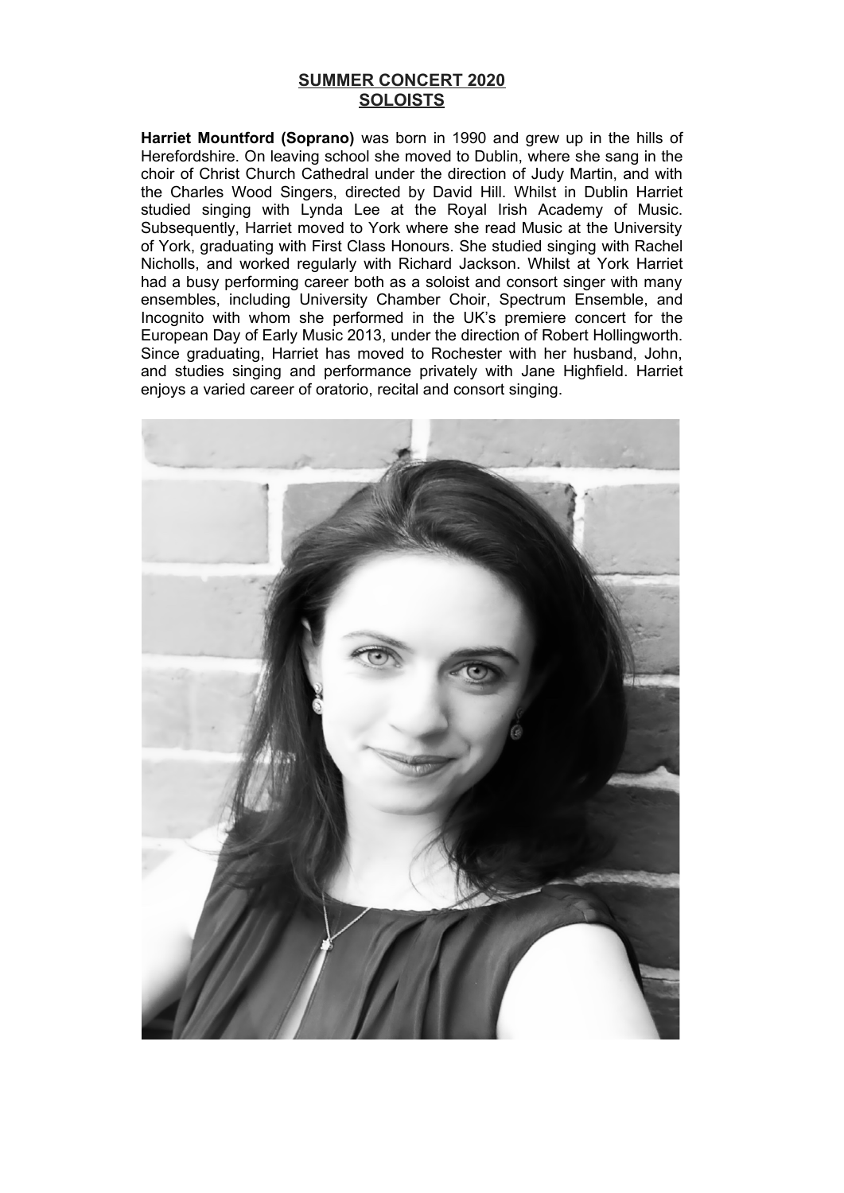# SUMMER CONCERT 2020
## SOLOISTS

**Harriet Mountford (Soprano)** was born in 1990 and grew up in the hills of Herefordshire. On leaving school she moved to Dublin, where she sang in the choir of Christ Church Cathedral under the direction of Judy Martin, and with the Charles Wood Singers, directed by David Hill. Whilst in Dublin Harriet studied singing with Lynda Lee at the Royal Irish Academy of Music. Subsequently, Harriet moved to York where she read Music at the University of York, graduating with First Class Honours. She studied singing with Rachel Nicholls, and worked regularly with Richard Jackson. Whilst at York Harriet had a busy performing career both as a soloist and consort singer with many ensembles, including University Chamber Choir, Spectrum Ensemble, and Incognito with whom she performed in the UK's premiere concert for the European Day of Early Music 2013, under the direction of Robert Hollingworth. Since graduating, Harriet has moved to Rochester with her husband, John, and studies singing and performance privately with Jane Highfield. Harriet enjoys a varied career of oratorio, recital and consort singing.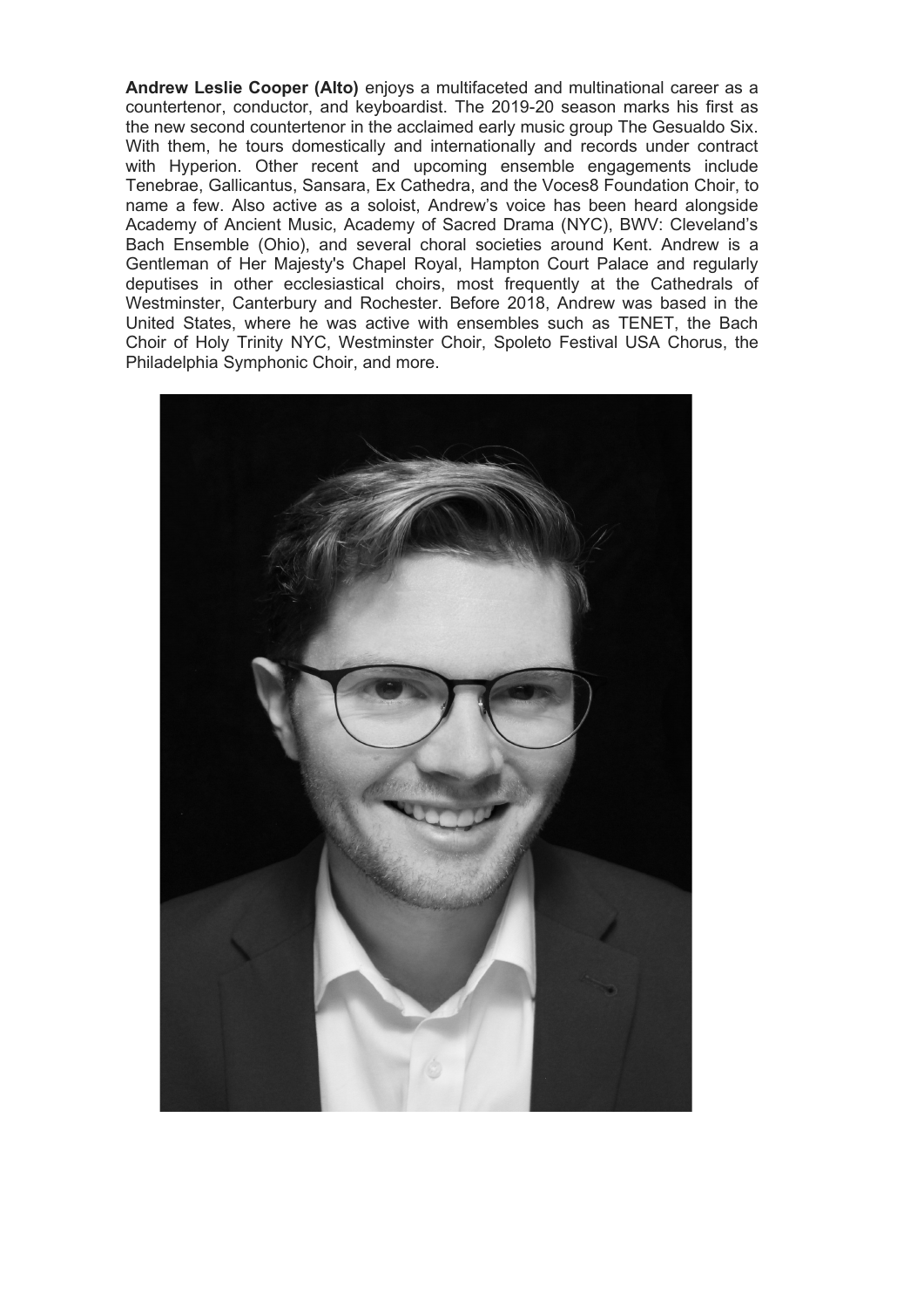**Andrew Leslie Cooper (Alto)** enjoys a multifaceted and multinational career as a countertenor, conductor, and keyboardist. The 2019-20 season marks his first as the new second countertenor in the acclaimed early music group The Gesualdo Six. With them, he tours domestically and internationally and records under contract with Hyperion. Other recent and upcoming ensemble engagements include Tenebrae, Gallicantus, Sansara, Ex Cathedra, and the Voces8 Foundation Choir, to name a few. Also active as a soloist, Andrew's voice has been heard alongside Academy of Ancient Music, Academy of Sacred Drama (NYC), BWV: Cleveland's Bach Ensemble (Ohio), and several choral societies around Kent. Andrew is a Gentleman of Her Majesty's Chapel Royal, Hampton Court Palace and regularly deputises in other ecclesiastical choirs, most frequently at the Cathedrals of Westminster, Canterbury and Rochester. Before 2018, Andrew was based in the United States, where he was active with ensembles such as TENET, the Bach Choir of Holy Trinity NYC, Westminster Choir, Spoleto Festival USA Chorus, the Philadelphia Symphonic Choir, and more.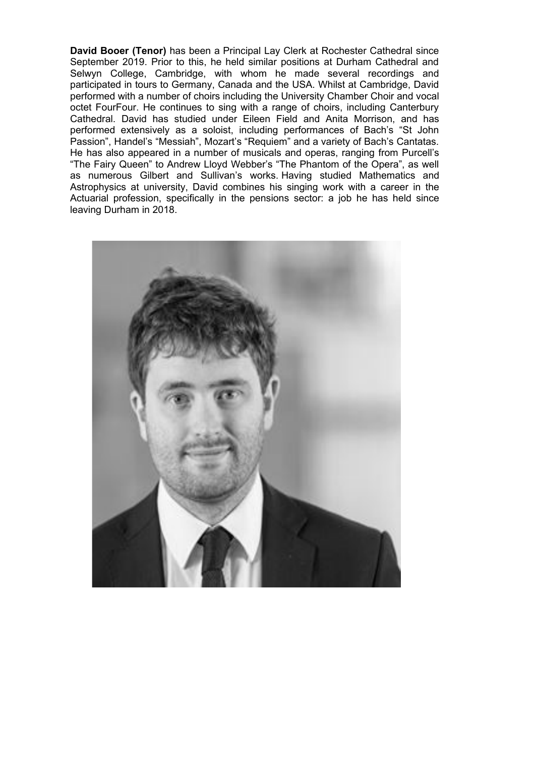**David Booer (Tenor)** has been a Principal Lay Clerk at Rochester Cathedral since September 2019. Prior to this, he held similar positions at Durham Cathedral and Selwyn College, Cambridge, with whom he made several recordings and participated in tours to Germany, Canada and the USA. Whilst at Cambridge, David performed with a number of choirs including the University Chamber Choir and vocal octet FourFour. He continues to sing with a range of choirs, including Canterbury Cathedral. David has studied under Eileen Field and Anita Morrison, and has performed extensively as a soloist, including performances of Bach's "St John Passion", Handel's "Messiah", Mozart's "Requiem" and a variety of Bach's Cantatas. He has also appeared in a number of musicals and operas, ranging from Purcell's "The Fairy Queen" to Andrew Lloyd Webber's "The Phantom of the Opera", as well as numerous Gilbert and Sullivan's works. Having studied Mathematics and Astrophysics at university, David combines his singing work with a career in the Actuarial profession, specifically in the pensions sector: a job he has held since leaving Durham in 2018.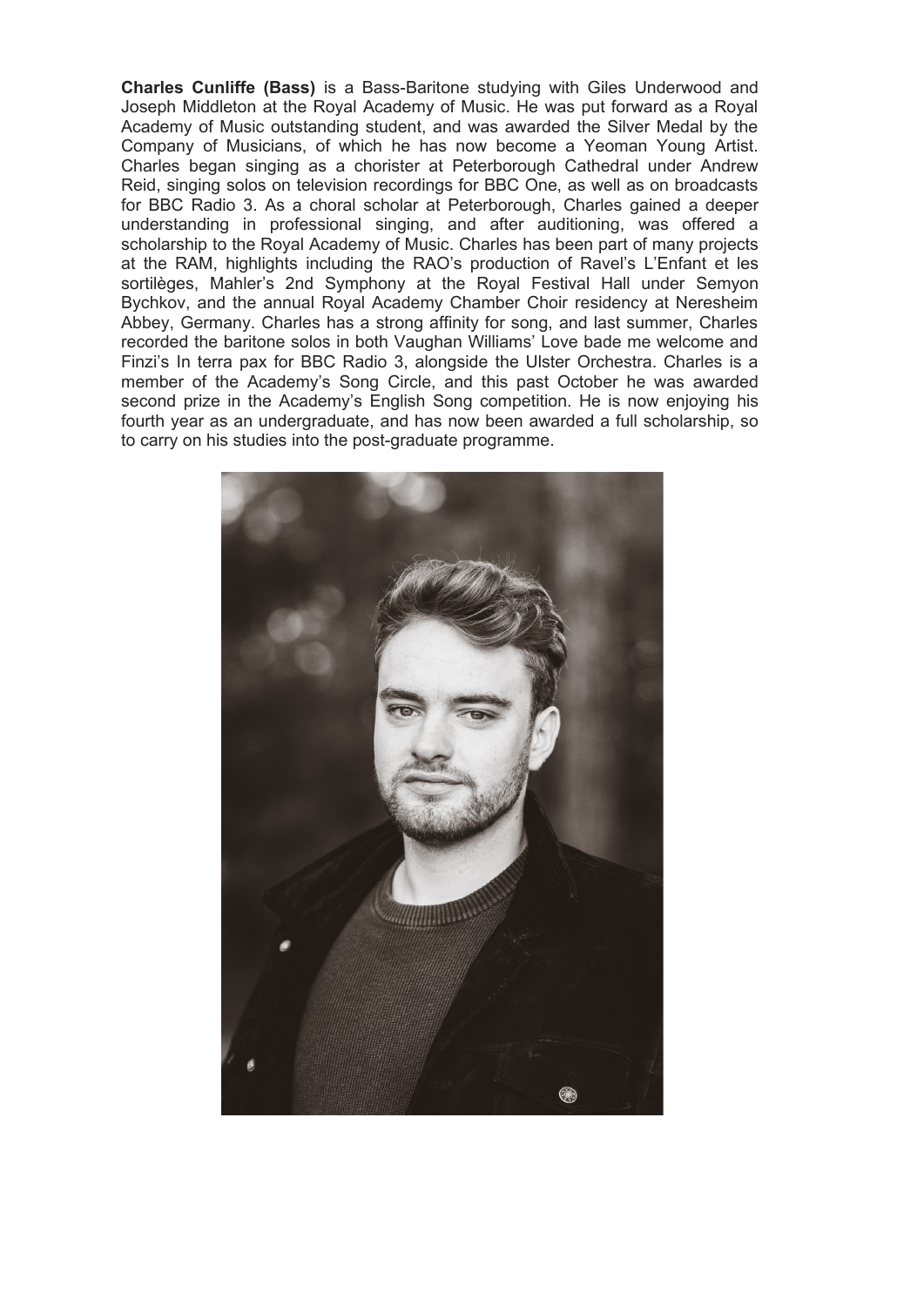**Charles Cunliffe (Bass)** is a Bass-Baritone studying with Giles Underwood and Joseph Middleton at the Royal Academy of Music. He was put forward as a Royal Academy of Music outstanding student, and was awarded the Silver Medal by the Company of Musicians, of which he has now become a Yeoman Young Artist. Charles began singing as a chorister at Peterborough Cathedral under Andrew Reid, singing solos on television recordings for BBC One, as well as on broadcasts for BBC Radio 3. As a choral scholar at Peterborough, Charles gained a deeper understanding in professional singing, and after auditioning, was offered a scholarship to the Royal Academy of Music. Charles has been part of many projects at the RAM, highlights including the RAO's production of Ravel's L'Enfant et les sortilèges, Mahler's 2nd Symphony at the Royal Festival Hall under Semyon Bychkov, and the annual Royal Academy Chamber Choir residency at Neresheim Abbey, Germany. Charles has a strong affinity for song, and last summer, Charles recorded the baritone solos in both Vaughan Williams' Love bade me welcome and Finzi's In terra pax for BBC Radio 3, alongside the Ulster Orchestra. Charles is a member of the Academy's Song Circle, and this past October he was awarded second prize in the Academy's English Song competition. He is now enjoying his fourth year as an undergraduate, and has now been awarded a full scholarship, so to carry on his studies into the post-graduate programme.